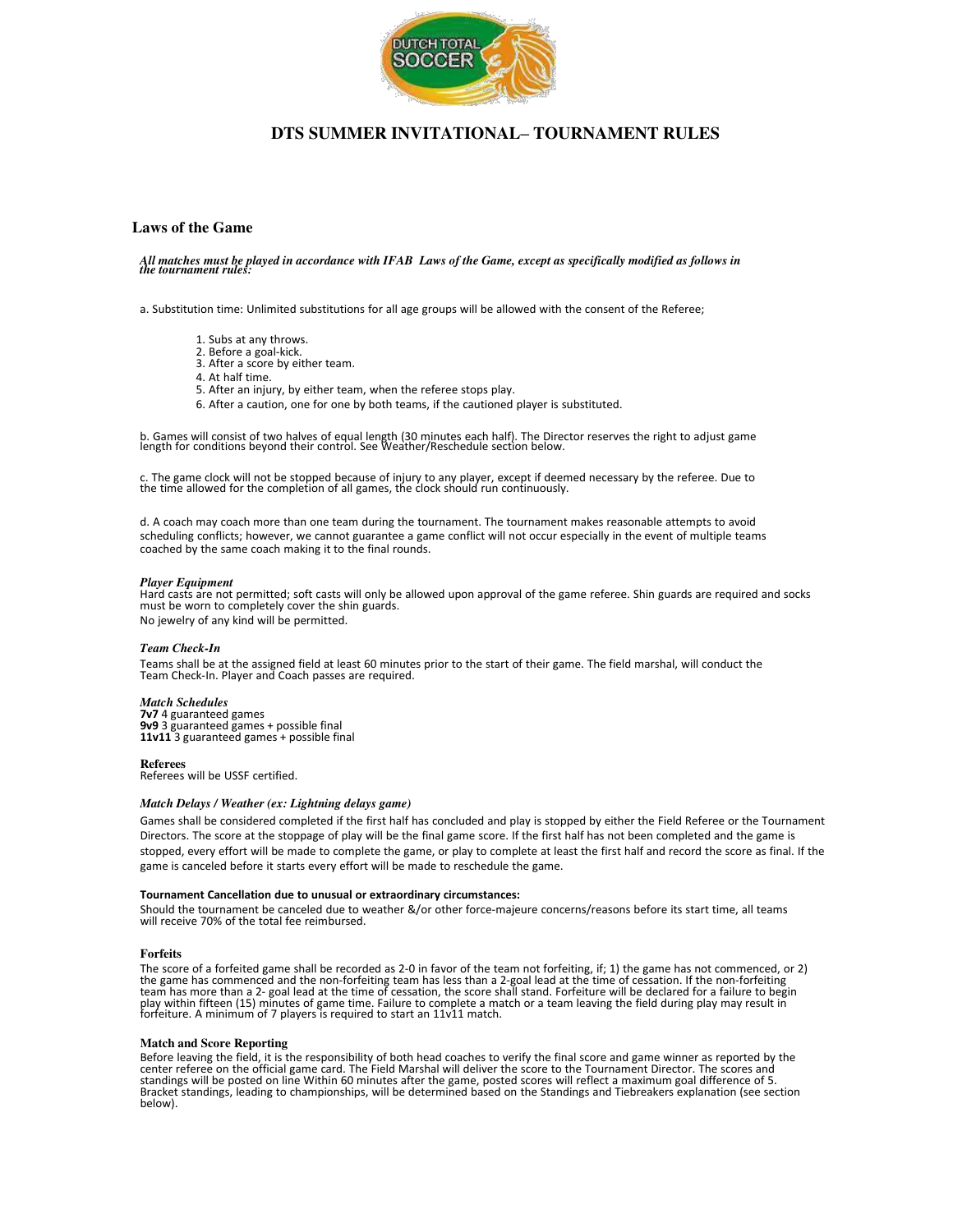# DTS SUMMER INVITATIONAL– TOURNAMENT RULES

## Laws of the Game

***All matches must be played in accordance with IFAB Laws of the Game, except as specifically modified as follows in the tournament rules:***

a. Substitution time: Unlimited substitutions for all age groups will be allowed with the consent of the Referee;

1. Subs at any throws.
2. Before a goal-kick.
3. After a score by either team.
4. At half time.
5. After an injury, by either team, when the referee stops play.
6. After a caution, one for one by both teams, if the cautioned player is substituted.

b. Games will consist of two halves of equal length (30 minutes each half). The Director reserves the right to adjust game length for conditions beyond their control. See Weather/Reschedule section below.

c. The game clock will not be stopped because of injury to any player, except if deemed necessary by the referee. Due to the time allowed for the completion of all games, the clock should run continuously.

d. A coach may coach more than one team during the tournament. The tournament makes reasonable attempts to avoid scheduling conflicts; however, we cannot guarantee a game conflict will not occur especially in the event of multiple teams coached by the same coach making it to the final rounds.

### *Player Equipment*

Hard casts are not permitted; soft casts will only be allowed upon approval of the game referee. Shin guards are required and socks must be worn to completely cover the shin guards.
No jewelry of any kind will be permitted.

### *Team Check-In*

Teams shall be at the assigned field at least 60 minutes prior to the start of their game. The field marshal, will conduct the Team Check-In. Player and Coach passes are required.

### *Match Schedules*

**7v7** 4 guaranteed games
**9v9** 3 guaranteed games + possible final
**11v11** 3 guaranteed games + possible final

### Referees

Referees will be USSF certified.

### *Match Delays / Weather (ex: Lightning delays game)*

Games shall be considered completed if the first half has concluded and play is stopped by either the Field Referee or the Tournament Directors. The score at the stoppage of play will be the final game score. If the first half has not been completed and the game is stopped, every effort will be made to complete the game, or play to complete at least the first half and record the score as final. If the game is canceled before it starts every effort will be made to reschedule the game.

### Tournament Cancellation due to unusual or extraordinary circumstances:

Should the tournament be canceled due to weather &/or other force-majeure concerns/reasons before its start time, all teams will receive 70% of the total fee reimbursed.

### Forfeits

The score of a forfeited game shall be recorded as 2-0 in favor of the team not forfeiting, if; 1) the game has not commenced, or 2) the game has commenced and the non-forfeiting team has less than a 2-goal lead at the time of cessation. If the non-forfeiting team has more than a 2- goal lead at the time of cessation, the score shall stand. Forfeiture will be declared for a failure to begin play within fifteen (15) minutes of game time. Failure to complete a match or a team leaving the field during play may result in forfeiture. A minimum of 7 players is required to start an 11v11 match.

### Match and Score Reporting

Before leaving the field, it is the responsibility of both head coaches to verify the final score and game winner as reported by the center referee on the official game card. The Field Marshal will deliver the score to the Tournament Director. The scores and standings will be posted on line Within 60 minutes after the game, posted scores will reflect a maximum goal difference of 5. Bracket standings, leading to championships, will be determined based on the Standings and Tiebreakers explanation (see section below).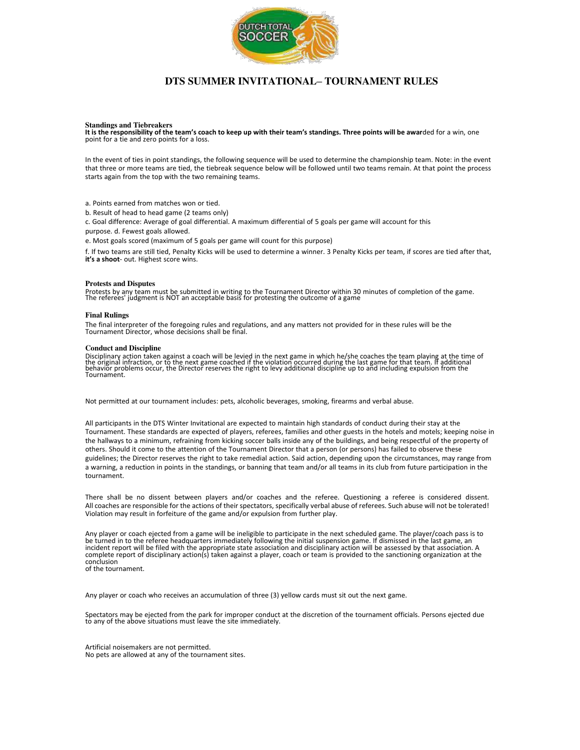# DTS SUMMER INVITATIONAL– TOURNAMENT RULES

### Standings and Tiebreakers

**It is the responsibility of the team's coach to keep up with their team's standings. Three points will be awar**ded for a win, one point for a tie and zero points for a loss.

In the event of ties in point standings, the following sequence will be used to determine the championship team. Note: in the event that three or more teams are tied, the tiebreak sequence below will be followed until two teams remain. At that point the process starts again from the top with the two remaining teams.

a. Points earned from matches won or tied.

b. Result of head to head game (2 teams only)

c. Goal difference: Average of goal differential. A maximum differential of 5 goals per game will account for this purpose. d. Fewest goals allowed.

e. Most goals scored (maximum of 5 goals per game will count for this purpose)

f. If two teams are still tied, Penalty Kicks will be used to determine a winner. 3 Penalty Kicks per team, if scores are tied after that, **it's a shoot**- out. Highest score wins.

### Protests and Disputes

Protests by any team must be submitted in writing to the Tournament Director within 30 minutes of completion of the game. The referees' judgment is NOT an acceptable basis for protesting the outcome of a game

### Final Rulings

The final interpreter of the foregoing rules and regulations, and any matters not provided for in these rules will be the Tournament Director, whose decisions shall be final.

### Conduct and Discipline

Disciplinary action taken against a coach will be levied in the next game in which he/she coaches the team playing at the time of the original infraction, or to the next game coached if the violation occurred during the last game for that team. If additional behavior problems occur, the Director reserves the right to levy additional discipline up to and including expulsion from the Tournament.

Not permitted at our tournament includes: pets, alcoholic beverages, smoking, firearms and verbal abuse.

All participants in the DTS Winter Invitational are expected to maintain high standards of conduct during their stay at the Tournament. These standards are expected of players, referees, families and other guests in the hotels and motels; keeping noise in the hallways to a minimum, refraining from kicking soccer balls inside any of the buildings, and being respectful of the property of others. Should it come to the attention of the Tournament Director that a person (or persons) has failed to observe these guidelines; the Director reserves the right to take remedial action. Said action, depending upon the circumstances, may range from a warning, a reduction in points in the standings, or banning that team and/or all teams in its club from future participation in the tournament.

There shall be no dissent between players and/or coaches and the referee. Questioning a referee is considered dissent. All coaches are responsible for the actions of their spectators, specifically verbal abuse of referees. Such abuse will not be tolerated! Violation may result in forfeiture of the game and/or expulsion from further play.

Any player or coach ejected from a game will be ineligible to participate in the next scheduled game. The player/coach pass is to be turned in to the referee headquarters immediately following the initial suspension game. If dismissed in the last game, an incident report will be filed with the appropriate state association and disciplinary action will be assessed by that association. A complete report of disciplinary action(s) taken against a player, coach or team is provided to the sanctioning organization at the conclusion of the tournament.

Any player or coach who receives an accumulation of three (3) yellow cards must sit out the next game.

Spectators may be ejected from the park for improper conduct at the discretion of the tournament officials. Persons ejected due to any of the above situations must leave the site immediately.

Artificial noisemakers are not permitted.
No pets are allowed at any of the tournament sites.